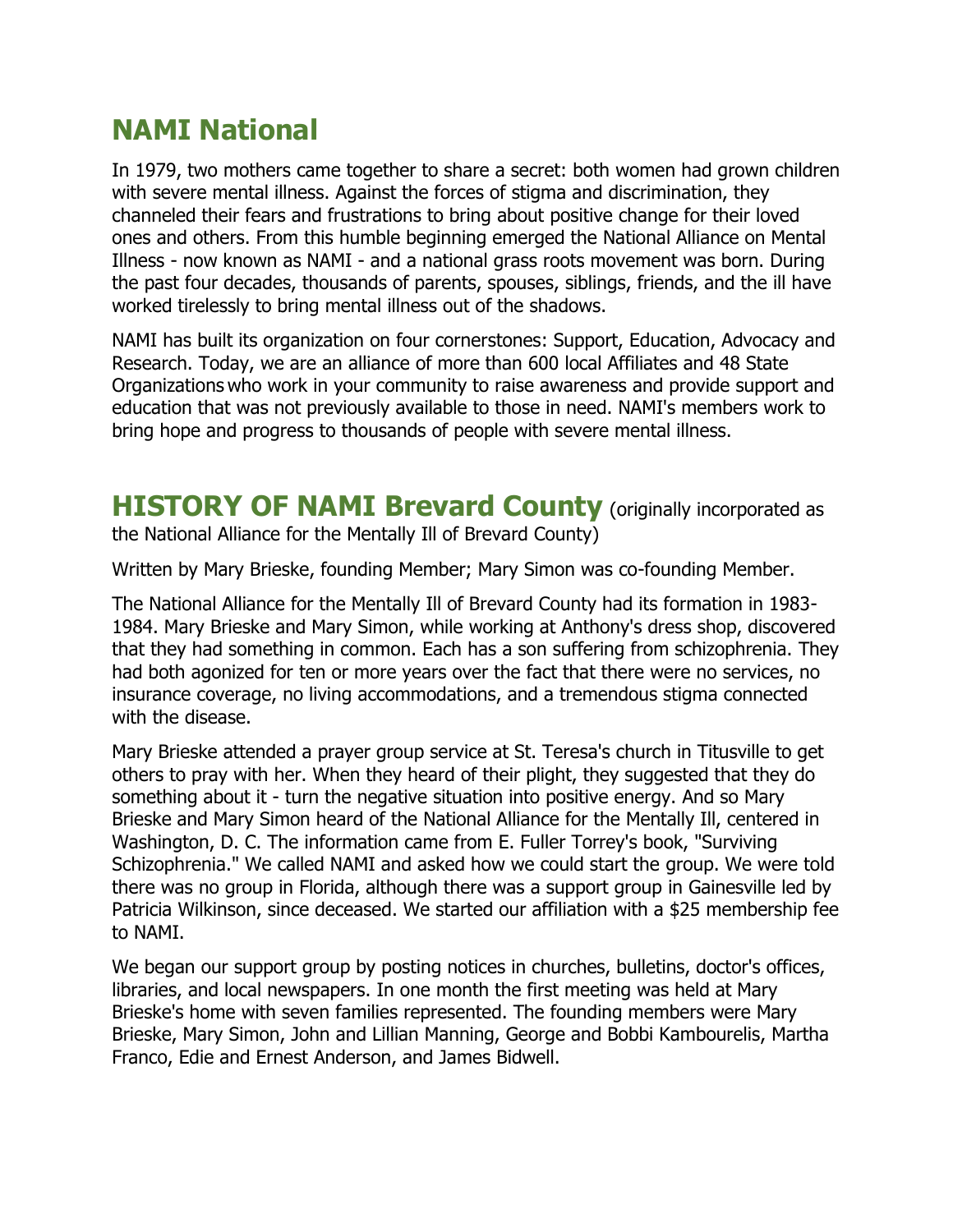## NAMI National

In 1979, two mothers came together to share a secret: both women had grown children with severe mental illness. Against the forces of stigma and discrimination, they channeled their fears and frustrations to bring about positive change for their loved ones and others. From this humble beginning emerged the National Alliance on Mental Illness - now known as NAMI - and a national grass roots movement was born. During the past four decades, thousands of parents, spouses, siblings, friends, and the ill have worked tirelessly to bring mental illness out of the shadows.

NAMI has built its organization on four cornerstones: Support, Education, Advocacy and Research. Today, we are an alliance of more than 600 local Affiliates and 48 State Organizations who work in your community to raise awareness and provide support and education that was not previously available to those in need. NAMI's members work to bring hope and progress to thousands of people with severe mental illness.

## HISTORY OF NAMI Brevard County (originally incorporated as the National Alliance for the Mentally Ill of Brevard County)

Written by Mary Brieske, founding Member; Mary Simon was co-founding Member.

The National Alliance for the Mentally Ill of Brevard County had its formation in 1983-1984. Mary Brieske and Mary Simon, while working at Anthony's dress shop, discovered that they had something in common. Each has a son suffering from schizophrenia. They had both agonized for ten or more years over the fact that there were no services, no insurance coverage, no living accommodations, and a tremendous stigma connected with the disease.

Mary Brieske attended a prayer group service at St. Teresa's church in Titusville to get others to pray with her. When they heard of their plight, they suggested that they do something about it - turn the negative situation into positive energy. And so Mary Brieske and Mary Simon heard of the National Alliance for the Mentally Ill, centered in Washington, D. C. The information came from E. Fuller Torrey's book, "Surviving Schizophrenia." We called NAMI and asked how we could start the group. We were told there was no group in Florida, although there was a support group in Gainesville led by Patricia Wilkinson, since deceased. We started our affiliation with a $25 membership fee to NAMI.

We began our support group by posting notices in churches, bulletins, doctor's offices, libraries, and local newspapers. In one month the first meeting was held at Mary Brieske's home with seven families represented. The founding members were Mary Brieske, Mary Simon, John and Lillian Manning, George and Bobbi Kambourelis, Martha Franco, Edie and Ernest Anderson, and James Bidwell.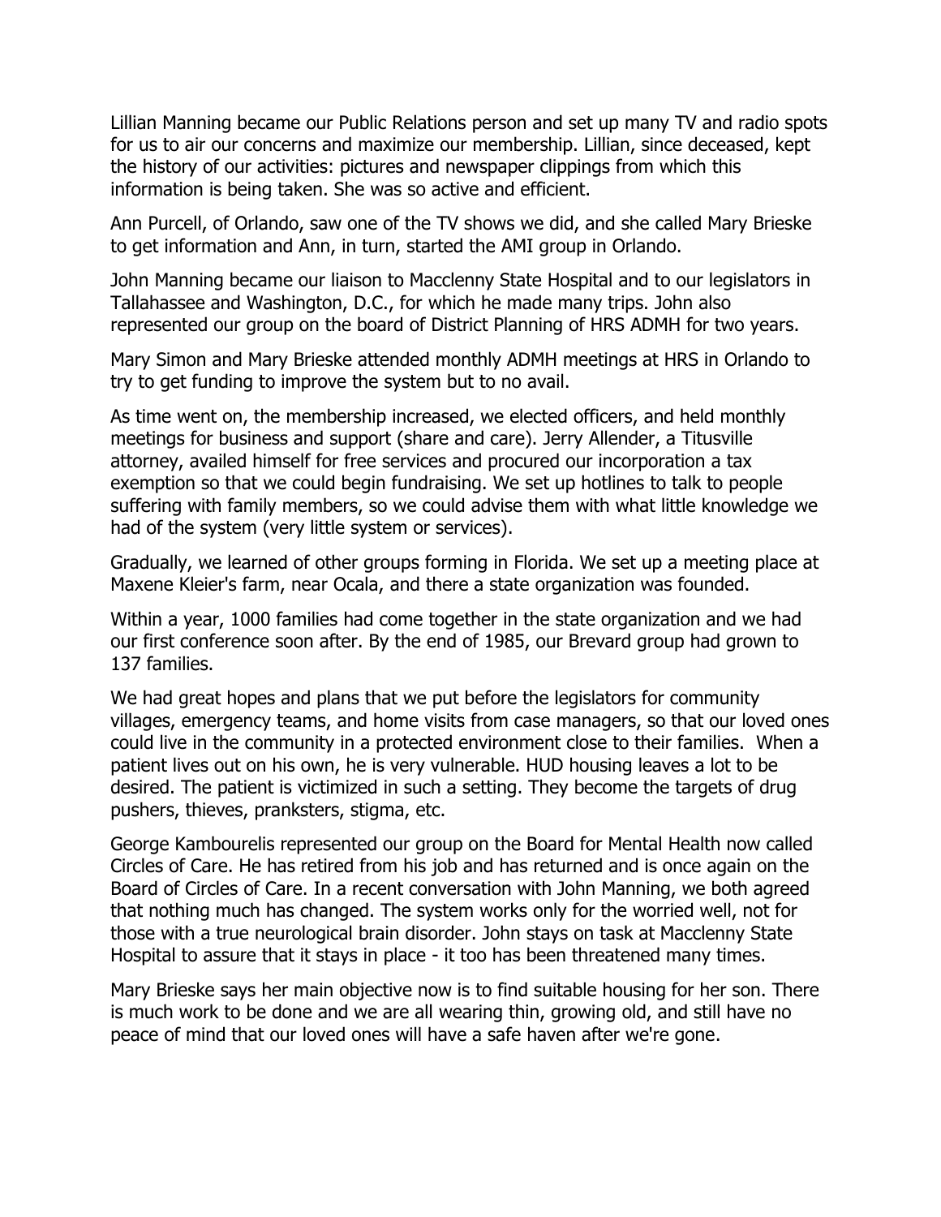Lillian Manning became our Public Relations person and set up many TV and radio spots for us to air our concerns and maximize our membership. Lillian, since deceased, kept the history of our activities: pictures and newspaper clippings from which this information is being taken. She was so active and efficient.

Ann Purcell, of Orlando, saw one of the TV shows we did, and she called Mary Brieske to get information and Ann, in turn, started the AMI group in Orlando.

John Manning became our liaison to Macclenny State Hospital and to our legislators in Tallahassee and Washington, D.C., for which he made many trips. John also represented our group on the board of District Planning of HRS ADMH for two years.

Mary Simon and Mary Brieske attended monthly ADMH meetings at HRS in Orlando to try to get funding to improve the system but to no avail.

As time went on, the membership increased, we elected officers, and held monthly meetings for business and support (share and care). Jerry Allender, a Titusville attorney, availed himself for free services and procured our incorporation a tax exemption so that we could begin fundraising. We set up hotlines to talk to people suffering with family members, so we could advise them with what little knowledge we had of the system (very little system or services).

Gradually, we learned of other groups forming in Florida. We set up a meeting place at Maxene Kleier's farm, near Ocala, and there a state organization was founded.

Within a year, 1000 families had come together in the state organization and we had our first conference soon after. By the end of 1985, our Brevard group had grown to 137 families.

We had great hopes and plans that we put before the legislators for community villages, emergency teams, and home visits from case managers, so that our loved ones could live in the community in a protected environment close to their families. When a patient lives out on his own, he is very vulnerable. HUD housing leaves a lot to be desired. The patient is victimized in such a setting. They become the targets of drug pushers, thieves, pranksters, stigma, etc.

George Kambourelis represented our group on the Board for Mental Health now called Circles of Care. He has retired from his job and has returned and is once again on the Board of Circles of Care. In a recent conversation with John Manning, we both agreed that nothing much has changed. The system works only for the worried well, not for those with a true neurological brain disorder. John stays on task at Macclenny State Hospital to assure that it stays in place - it too has been threatened many times.

Mary Brieske says her main objective now is to find suitable housing for her son. There is much work to be done and we are all wearing thin, growing old, and still have no peace of mind that our loved ones will have a safe haven after we're gone.